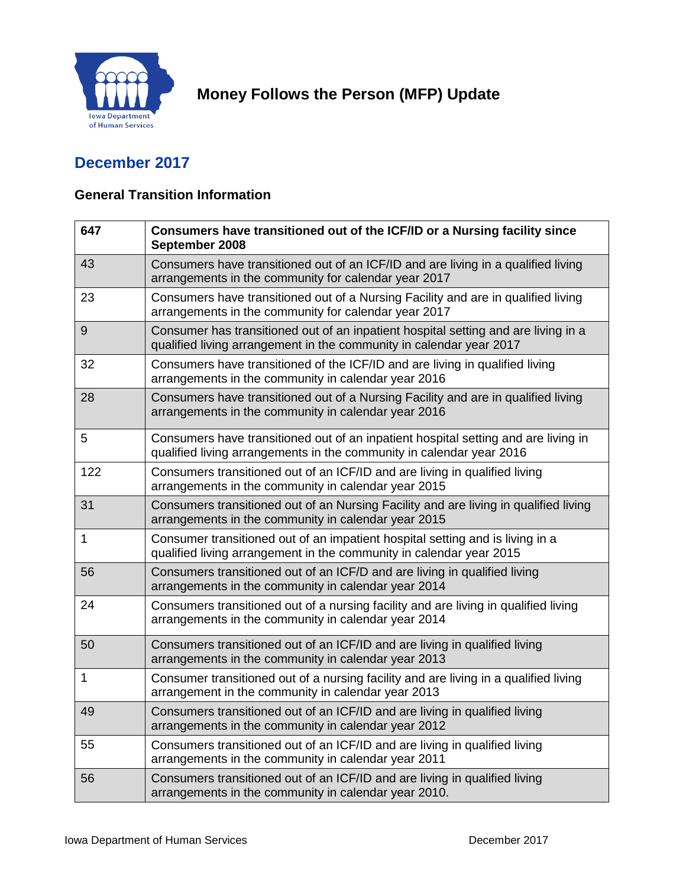# Money Follows the Person (MFP) Update

## December 2017

### General Transition Information

| **647** | **Consumers have transitioned out of the ICF/ID or a Nursing facility since September 2008** |
|---|---|
| 43 | Consumers have transitioned out of an ICF/ID and are living in a qualified living arrangements in the community for calendar year 2017 |
| 23 | Consumers have transitioned out of a Nursing Facility and are in qualified living arrangements in the community for calendar year 2017 |
| 9 | Consumer has transitioned out of an inpatient hospital setting and are living in a qualified living arrangement in the community in calendar year 2017 |
| 32 | Consumers have transitioned of the ICF/ID and are living in qualified living arrangements in the community in calendar year 2016 |
| 28 | Consumers have transitioned out of a Nursing Facility and are in qualified living arrangements in the community in calendar year 2016 |
| 5 | Consumers have transitioned out of an inpatient hospital setting and are living in qualified living arrangements in the community in calendar year 2016 |
| 122 | Consumers transitioned out of an ICF/ID and are living in qualified living arrangements in the community in calendar year 2015 |
| 31 | Consumers transitioned out of an Nursing Facility and are living in qualified living arrangements in the community in calendar year 2015 |
| 1 | Consumer transitioned out of an impatient hospital setting and is living in a qualified living arrangement in the community in calendar year 2015 |
| 56 | Consumers transitioned out of an ICF/D and are living in qualified living arrangements in the community in calendar year 2014 |
| 24 | Consumers transitioned out of a nursing facility and are living in qualified living arrangements in the community in calendar year 2014 |
| 50 | Consumers transitioned out of an ICF/ID and are living in qualified living arrangements in the community in calendar year 2013 |
| 1 | Consumer transitioned out of a nursing facility and are living in a qualified living arrangement in the community in calendar year 2013 |
| 49 | Consumers transitioned out of an ICF/ID and are living in qualified living arrangements in the community in calendar year 2012 |
| 55 | Consumers transitioned out of an ICF/ID and are living in qualified living arrangements in the community in calendar year 2011 |
| 56 | Consumers transitioned out of an ICF/ID and are living in qualified living arrangements in the community in calendar year 2010. |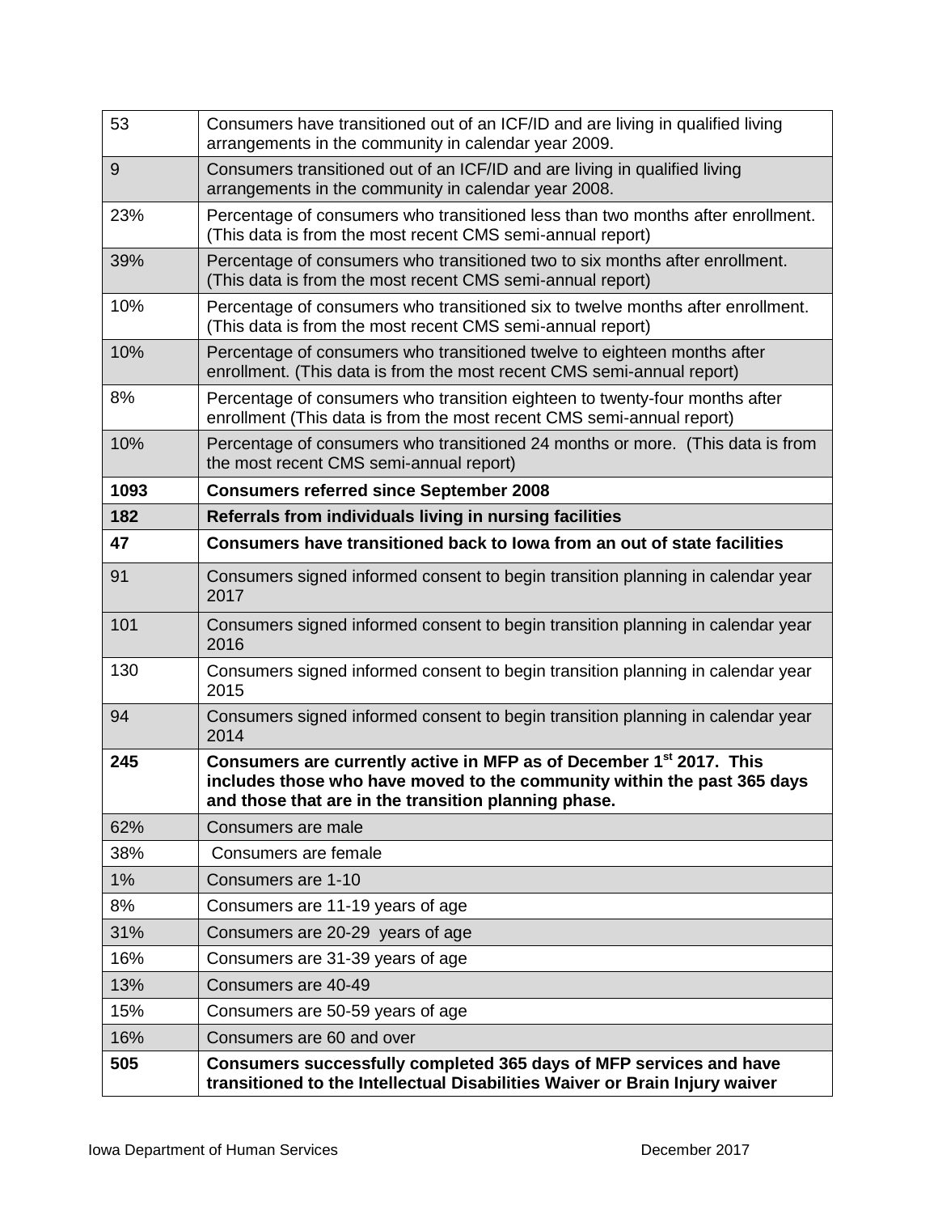| | |
|---|---|
| 53 | Consumers have transitioned out of an ICF/ID and are living in qualified living arrangements in the community in calendar year 2009. |
| 9 | Consumers transitioned out of an ICF/ID and are living in qualified living arrangements in the community in calendar year 2008. |
| 23% | Percentage of consumers who transitioned less than two months after enrollment. (This data is from the most recent CMS semi-annual report) |
| 39% | Percentage of consumers who transitioned two to six months after enrollment. (This data is from the most recent CMS semi-annual report) |
| 10% | Percentage of consumers who transitioned six to twelve months after enrollment. (This data is from the most recent CMS semi-annual report) |
| 10% | Percentage of consumers who transitioned twelve to eighteen months after enrollment. (This data is from the most recent CMS semi-annual report) |
| 8% | Percentage of consumers who transition eighteen to twenty-four months after enrollment (This data is from the most recent CMS semi-annual report) |
| 10% | Percentage of consumers who transitioned 24 months or more. (This data is from the most recent CMS semi-annual report) |
| **1093** | **Consumers referred since September 2008** |
| **182** | **Referrals from individuals living in nursing facilities** |
| **47** | **Consumers have transitioned back to Iowa from an out of state facilities** |
| 91 | Consumers signed informed consent to begin transition planning in calendar year 2017 |
| 101 | Consumers signed informed consent to begin transition planning in calendar year 2016 |
| 130 | Consumers signed informed consent to begin transition planning in calendar year 2015 |
| 94 | Consumers signed informed consent to begin transition planning in calendar year 2014 |
| **245** | **Consumers are currently active in MFP as of December 1st 2017. This includes those who have moved to the community within the past 365 days and those that are in the transition planning phase.** |
| 62% | Consumers are male |
| 38% | Consumers are female |
| 1% | Consumers are 1-10 |
| 8% | Consumers are 11-19 years of age |
| 31% | Consumers are 20-29 years of age |
| 16% | Consumers are 31-39 years of age |
| 13% | Consumers are 40-49 |
| 15% | Consumers are 50-59 years of age |
| 16% | Consumers are 60 and over |
| **505** | **Consumers successfully completed 365 days of MFP services and have transitioned to the Intellectual Disabilities Waiver or Brain Injury waiver** |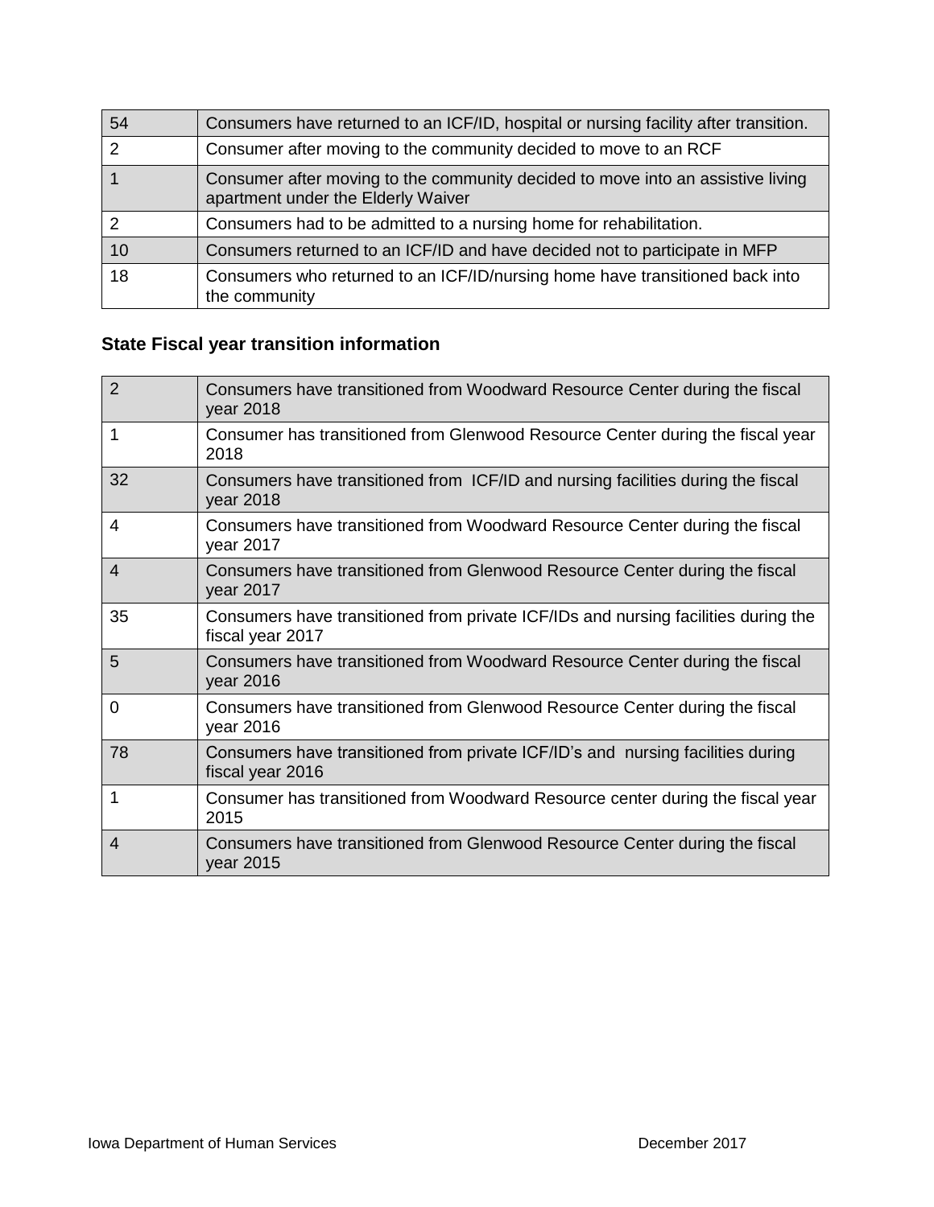| | |
|---|---|
| 54 | Consumers have returned to an ICF/ID, hospital or nursing facility after transition. |
| 2 | Consumer after moving to the community decided to move to an RCF |
| 1 | Consumer after moving to the community decided to move into an assistive living apartment under the Elderly Waiver |
| 2 | Consumers had to be admitted to a nursing home for rehabilitation. |
| 10 | Consumers returned to an ICF/ID and have decided not to participate in MFP |
| 18 | Consumers who returned to an ICF/ID/nursing home have transitioned back into the community |

### State Fiscal year transition information

| | |
|---|---|
| 2 | Consumers have transitioned from Woodward Resource Center during the fiscal year 2018 |
| 1 | Consumer has transitioned from Glenwood Resource Center during the fiscal year 2018 |
| 32 | Consumers have transitioned from ICF/ID and nursing facilities during the fiscal year 2018 |
| 4 | Consumers have transitioned from Woodward Resource Center during the fiscal year 2017 |
| 4 | Consumers have transitioned from Glenwood Resource Center during the fiscal year 2017 |
| 35 | Consumers have transitioned from private ICF/IDs and nursing facilities during the fiscal year 2017 |
| 5 | Consumers have transitioned from Woodward Resource Center during the fiscal year 2016 |
| 0 | Consumers have transitioned from Glenwood Resource Center during the fiscal year 2016 |
| 78 | Consumers have transitioned from private ICF/ID's and nursing facilities during fiscal year 2016 |
| 1 | Consumer has transitioned from Woodward Resource center during the fiscal year 2015 |
| 4 | Consumers have transitioned from Glenwood Resource Center during the fiscal year 2015 |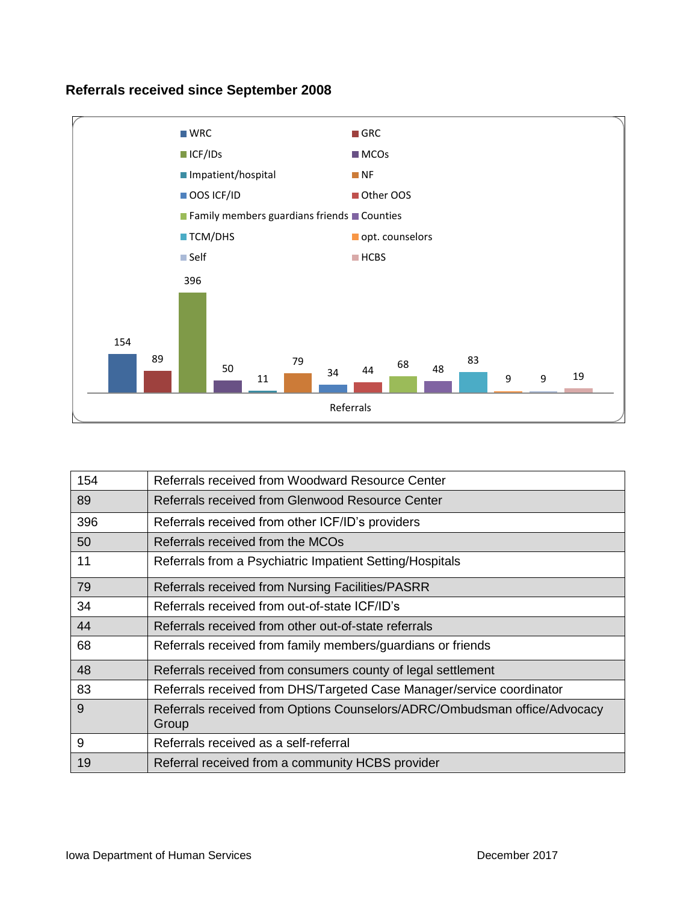### Referrals received since September 2008

| Referrals | Value |
|---|---|
| WRC | 154 |
| GRC | 89 |
| ICF/IDs | 396 |
| MCOs | 50 |
| Impatient/hospital | 11 |
| NF | 79 |
| OOS ICF/ID | 34 |
| Other OOS | 44 |
| Family members guardians friends | 68 |
| Counties | 48 |
| TCM/DHS | 83 |
| opt. counselors | 9 |
| Self | 9 |
| HCBS | 19 |

| 154 | Referrals received from Woodward Resource Center |
|---|---|
| 89 | Referrals received from Glenwood Resource Center |
| 396 | Referrals received from other ICF/ID's providers |
| 50 | Referrals received from the MCOs |
| 11 | Referrals from a Psychiatric Impatient Setting/Hospitals |
| 79 | Referrals received from Nursing Facilities/PASRR |
| 34 | Referrals received from out-of-state ICF/ID's |
| 44 | Referrals received from other out-of-state referrals |
| 68 | Referrals received from family members/guardians or friends |
| 48 | Referrals received from consumers county of legal settlement |
| 83 | Referrals received from DHS/Targeted Case Manager/service coordinator |
| 9 | Referrals received from Options Counselors/ADRC/Ombudsman office/Advocacy Group |
| 9 | Referrals received as a self-referral |
| 19 | Referral received from a community HCBS provider |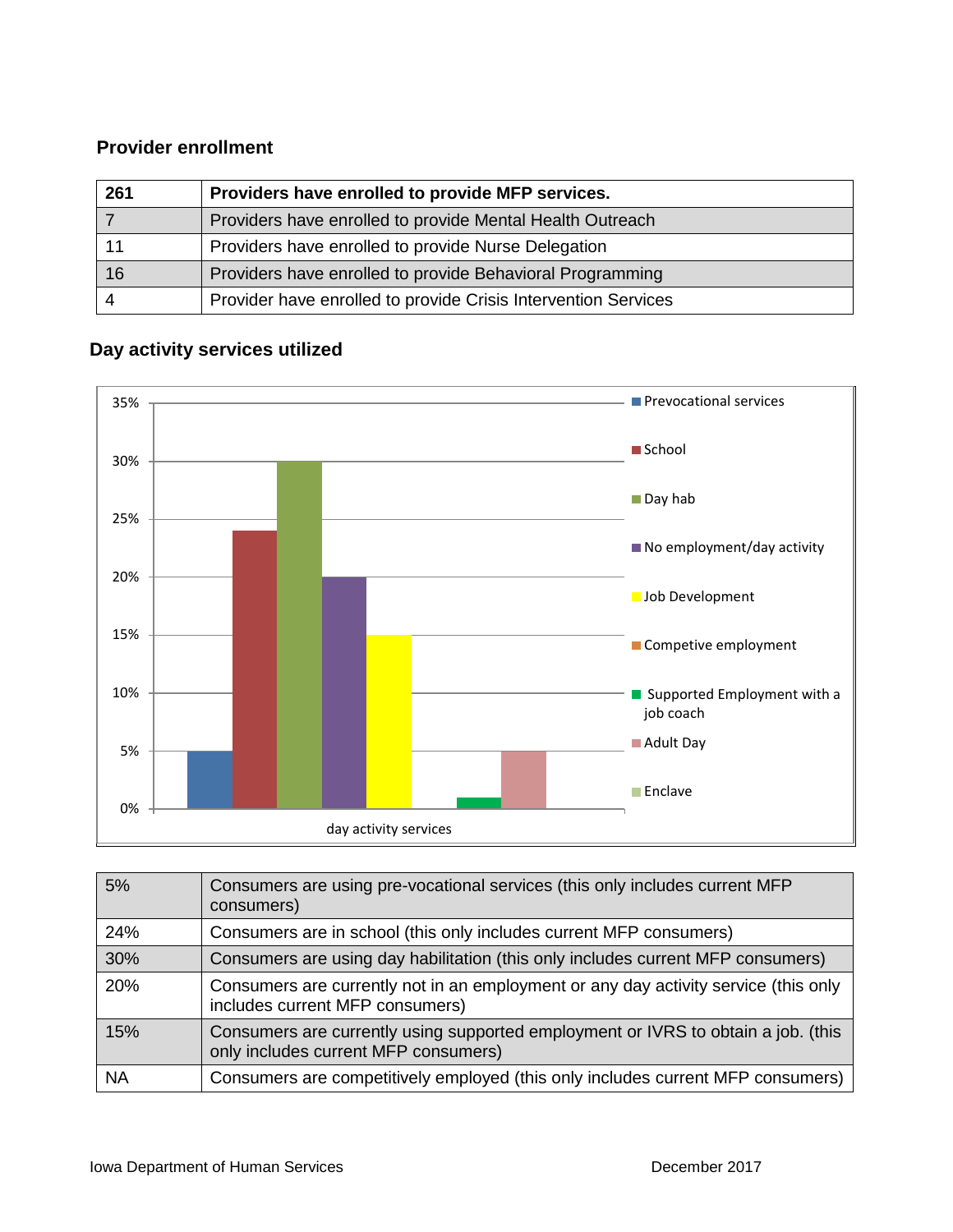## Provider enrollment

| 261 | **Providers have enrolled to provide MFP services.** |
|---|---|
| 7 | Providers have enrolled to provide Mental Health Outreach |
| 11 | Providers have enrolled to provide Nurse Delegation |
| 16 | Providers have enrolled to provide Behavioral Programming |
| 4 | Provider have enrolled to provide Crisis Intervention Services |

## Day activity services utilized

| 5% | Consumers are using pre-vocational services (this only includes current MFP consumers) |
|---|---|
| 24% | Consumers are in school (this only includes current MFP consumers) |
| 30% | Consumers are using day habilitation (this only includes current MFP consumers) |
| 20% | Consumers are currently not in an employment or any day activity service (this only includes current MFP consumers) |
| 15% | Consumers are currently using supported employment or IVRS to obtain a job. (this only includes current MFP consumers) |
| NA | Consumers are competitively employed (this only includes current MFP consumers) |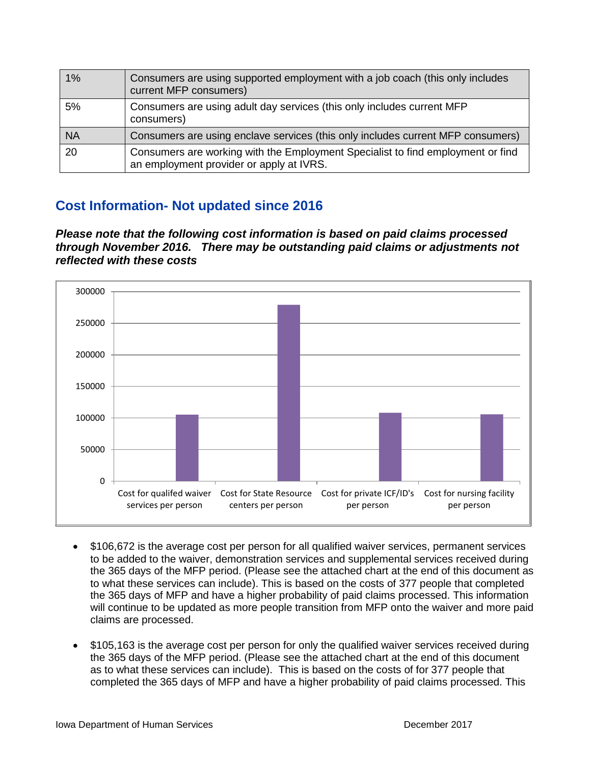| 1% | Consumers are using supported employment with a job coach (this only includes current MFP consumers) |
|---|---|
| 5% | Consumers are using adult day services (this only includes current MFP consumers) |
| NA | Consumers are using enclave services (this only includes current MFP consumers) |
| 20 | Consumers are working with the Employment Specialist to find employment or find an employment provider or apply at IVRS. |

## Cost Information- Not updated since 2016

***Please note that the following cost information is based on paid claims processed through November 2016. There may be outstanding paid claims or adjustments not reflected with these costs***

- $106,672 is the average cost per person for all qualified waiver services, permanent services to be added to the waiver, demonstration services and supplemental services received during the 365 days of the MFP period. (Please see the attached chart at the end of this document as to what these services can include). This is based on the costs of 377 people that completed the 365 days of MFP and have a higher probability of paid claims processed. This information will continue to be updated as more people transition from MFP onto the waiver and more paid claims are processed.

- $105,163 is the average cost per person for only the qualified waiver services received during the 365 days of the MFP period. (Please see the attached chart at the end of this document as to what these services can include). This is based on the costs of for 377 people that completed the 365 days of MFP and have a higher probability of paid claims processed. This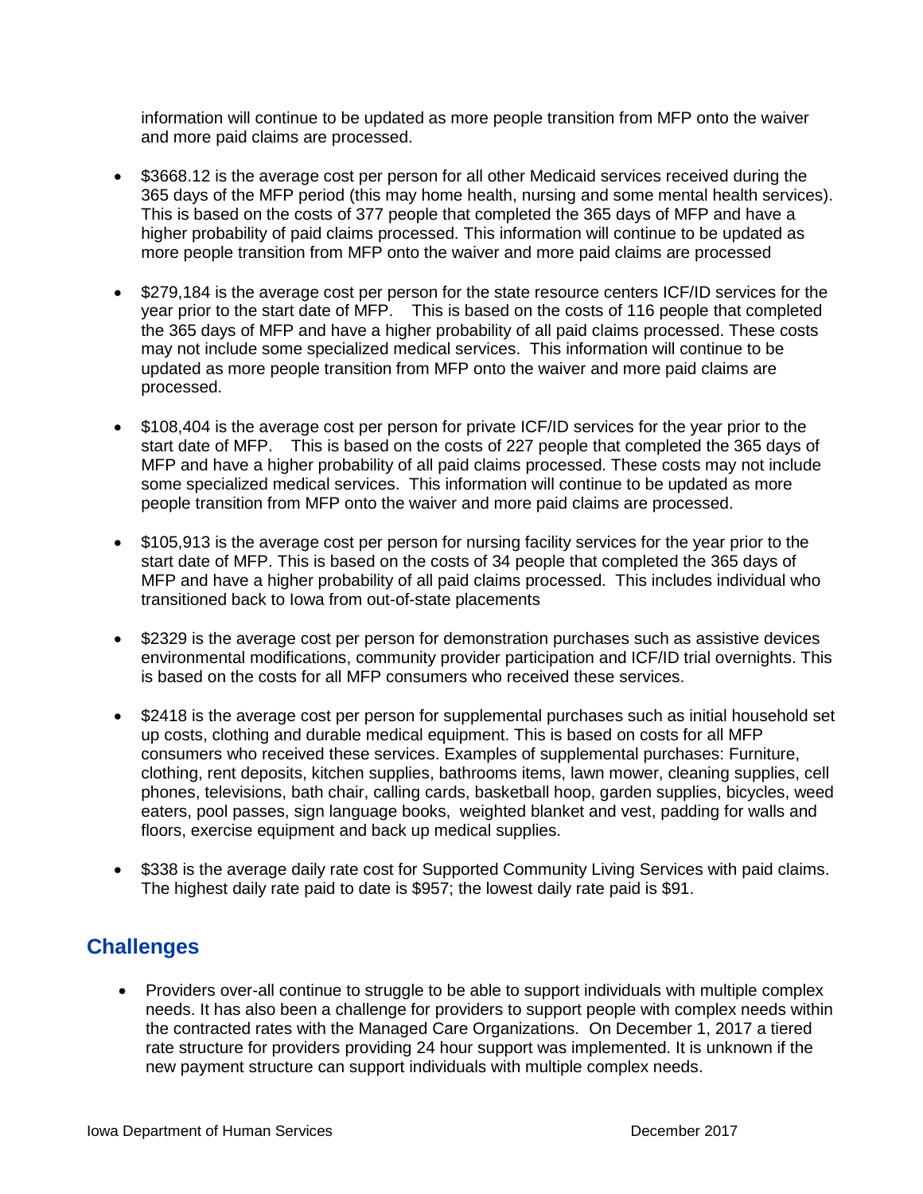information will continue to be updated as more people transition from MFP onto the waiver and more paid claims are processed.

- $3668.12 is the average cost per person for all other Medicaid services received during the 365 days of the MFP period (this may home health, nursing and some mental health services). This is based on the costs of 377 people that completed the 365 days of MFP and have a higher probability of paid claims processed. This information will continue to be updated as more people transition from MFP onto the waiver and more paid claims are processed

- $279,184 is the average cost per person for the state resource centers ICF/ID services for the year prior to the start date of MFP. This is based on the costs of 116 people that completed the 365 days of MFP and have a higher probability of all paid claims processed. These costs may not include some specialized medical services. This information will continue to be updated as more people transition from MFP onto the waiver and more paid claims are processed.

- $108,404 is the average cost per person for private ICF/ID services for the year prior to the start date of MFP. This is based on the costs of 227 people that completed the 365 days of MFP and have a higher probability of all paid claims processed. These costs may not include some specialized medical services. This information will continue to be updated as more people transition from MFP onto the waiver and more paid claims are processed.

- $105,913 is the average cost per person for nursing facility services for the year prior to the start date of MFP. This is based on the costs of 34 people that completed the 365 days of MFP and have a higher probability of all paid claims processed. This includes individual who transitioned back to Iowa from out-of-state placements

- $2329 is the average cost per person for demonstration purchases such as assistive devices environmental modifications, community provider participation and ICF/ID trial overnights. This is based on the costs for all MFP consumers who received these services.

- $2418 is the average cost per person for supplemental purchases such as initial household set up costs, clothing and durable medical equipment. This is based on costs for all MFP consumers who received these services. Examples of supplemental purchases: Furniture, clothing, rent deposits, kitchen supplies, bathrooms items, lawn mower, cleaning supplies, cell phones, televisions, bath chair, calling cards, basketball hoop, garden supplies, bicycles, weed eaters, pool passes, sign language books, weighted blanket and vest, padding for walls and floors, exercise equipment and back up medical supplies.

- $338 is the average daily rate cost for Supported Community Living Services with paid claims. The highest daily rate paid to date is $957; the lowest daily rate paid is $91.

## Challenges

- Providers over-all continue to struggle to be able to support individuals with multiple complex needs. It has also been a challenge for providers to support people with complex needs within the contracted rates with the Managed Care Organizations. On December 1, 2017 a tiered rate structure for providers providing 24 hour support was implemented. It is unknown if the new payment structure can support individuals with multiple complex needs.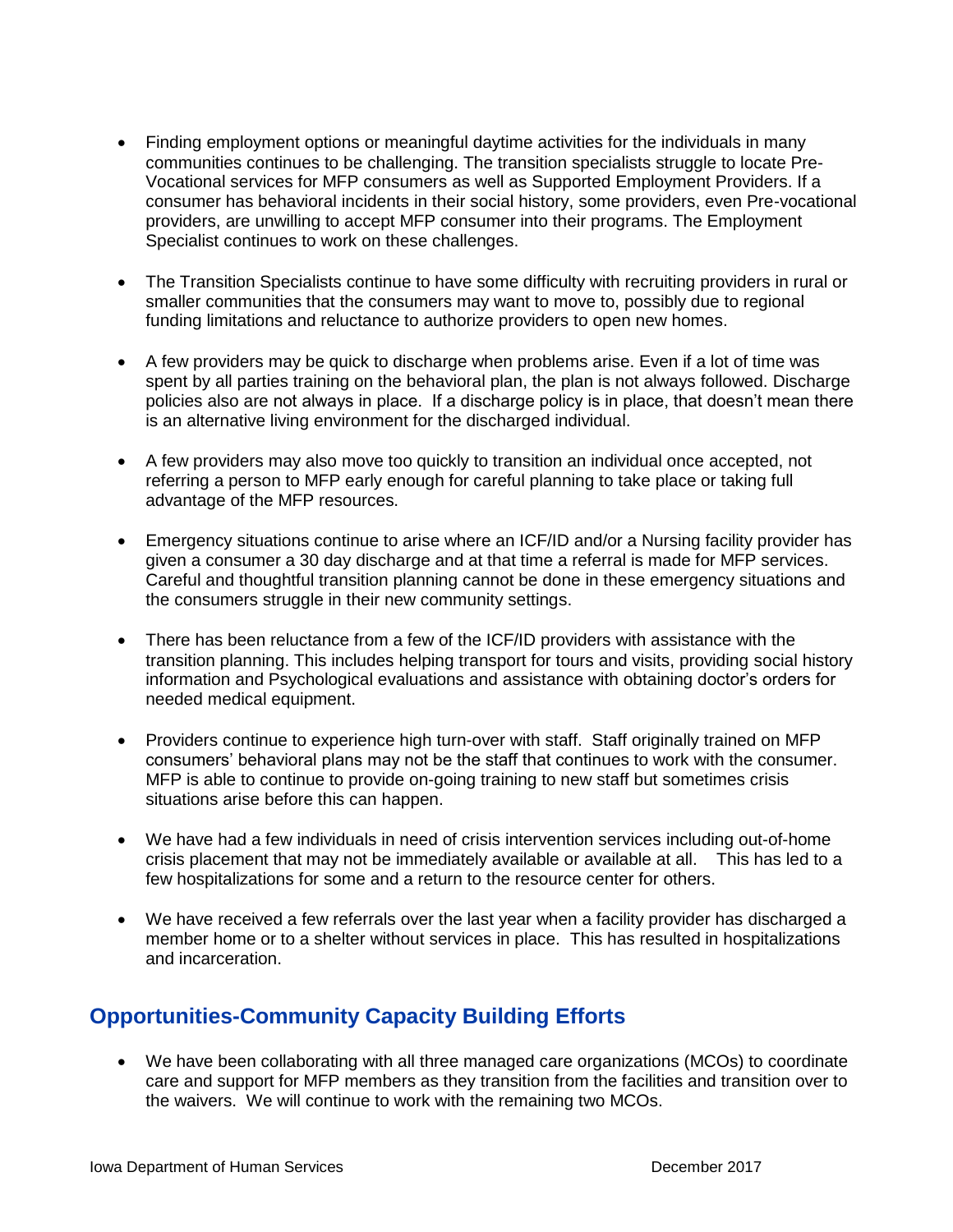- Finding employment options or meaningful daytime activities for the individuals in many communities continues to be challenging. The transition specialists struggle to locate Pre-Vocational services for MFP consumers as well as Supported Employment Providers. If a consumer has behavioral incidents in their social history, some providers, even Pre-vocational providers, are unwilling to accept MFP consumer into their programs. The Employment Specialist continues to work on these challenges.

- The Transition Specialists continue to have some difficulty with recruiting providers in rural or smaller communities that the consumers may want to move to, possibly due to regional funding limitations and reluctance to authorize providers to open new homes.

- A few providers may be quick to discharge when problems arise. Even if a lot of time was spent by all parties training on the behavioral plan, the plan is not always followed. Discharge policies also are not always in place. If a discharge policy is in place, that doesn't mean there is an alternative living environment for the discharged individual.

- A few providers may also move too quickly to transition an individual once accepted, not referring a person to MFP early enough for careful planning to take place or taking full advantage of the MFP resources.

- Emergency situations continue to arise where an ICF/ID and/or a Nursing facility provider has given a consumer a 30 day discharge and at that time a referral is made for MFP services. Careful and thoughtful transition planning cannot be done in these emergency situations and the consumers struggle in their new community settings.

- There has been reluctance from a few of the ICF/ID providers with assistance with the transition planning. This includes helping transport for tours and visits, providing social history information and Psychological evaluations and assistance with obtaining doctor's orders for needed medical equipment.

- Providers continue to experience high turn-over with staff. Staff originally trained on MFP consumers' behavioral plans may not be the staff that continues to work with the consumer. MFP is able to continue to provide on-going training to new staff but sometimes crisis situations arise before this can happen.

- We have had a few individuals in need of crisis intervention services including out-of-home crisis placement that may not be immediately available or available at all. This has led to a few hospitalizations for some and a return to the resource center for others.

- We have received a few referrals over the last year when a facility provider has discharged a member home or to a shelter without services in place. This has resulted in hospitalizations and incarceration.

## Opportunities-Community Capacity Building Efforts

- We have been collaborating with all three managed care organizations (MCOs) to coordinate care and support for MFP members as they transition from the facilities and transition over to the waivers. We will continue to work with the remaining two MCOs.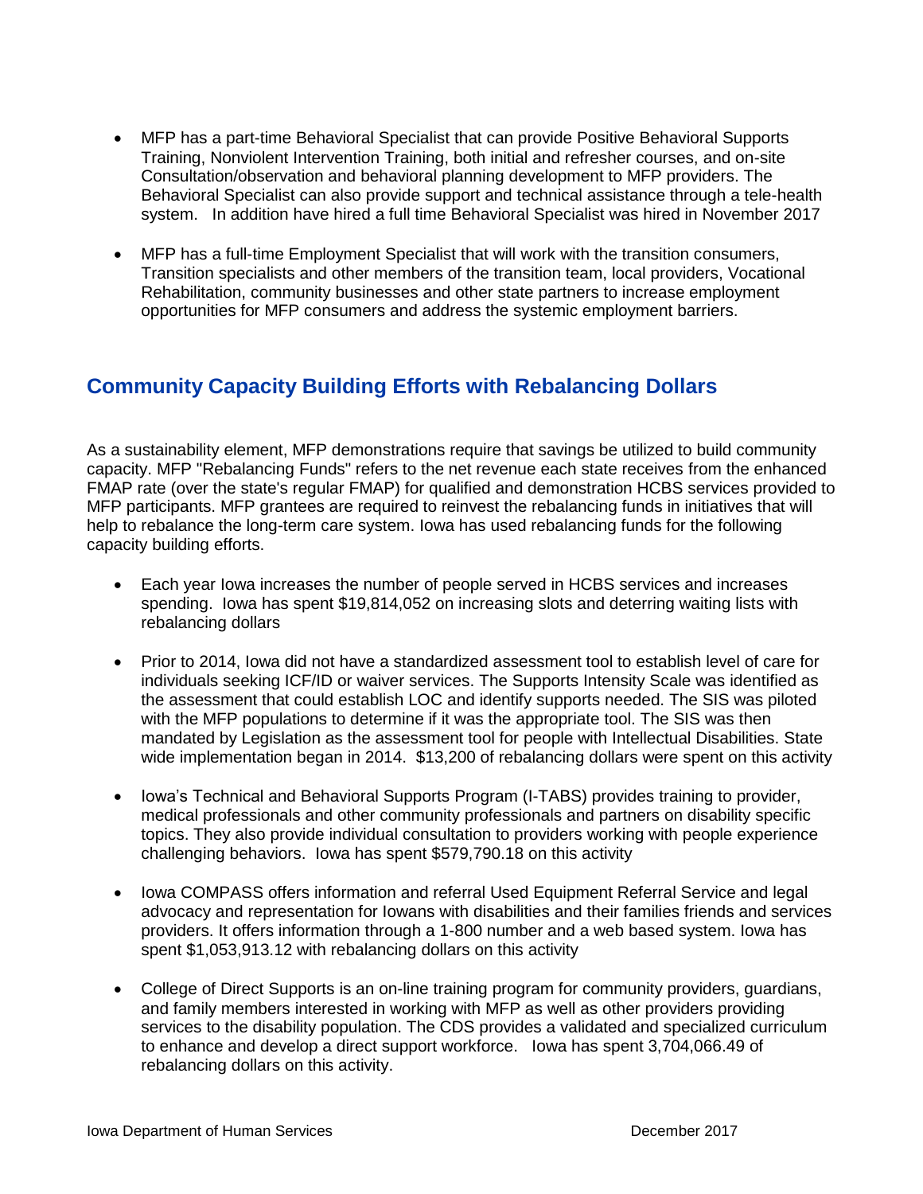- MFP has a part-time Behavioral Specialist that can provide Positive Behavioral Supports Training, Nonviolent Intervention Training, both initial and refresher courses, and on-site Consultation/observation and behavioral planning development to MFP providers. The Behavioral Specialist can also provide support and technical assistance through a tele-health system. In addition have hired a full time Behavioral Specialist was hired in November 2017

- MFP has a full-time Employment Specialist that will work with the transition consumers, Transition specialists and other members of the transition team, local providers, Vocational Rehabilitation, community businesses and other state partners to increase employment opportunities for MFP consumers and address the systemic employment barriers.

## Community Capacity Building Efforts with Rebalancing Dollars

As a sustainability element, MFP demonstrations require that savings be utilized to build community capacity. MFP "Rebalancing Funds" refers to the net revenue each state receives from the enhanced FMAP rate (over the state's regular FMAP) for qualified and demonstration HCBS services provided to MFP participants. MFP grantees are required to reinvest the rebalancing funds in initiatives that will help to rebalance the long-term care system. Iowa has used rebalancing funds for the following capacity building efforts.

- Each year Iowa increases the number of people served in HCBS services and increases spending. Iowa has spent $19,814,052 on increasing slots and deterring waiting lists with rebalancing dollars

- Prior to 2014, Iowa did not have a standardized assessment tool to establish level of care for individuals seeking ICF/ID or waiver services. The Supports Intensity Scale was identified as the assessment that could establish LOC and identify supports needed. The SIS was piloted with the MFP populations to determine if it was the appropriate tool. The SIS was then mandated by Legislation as the assessment tool for people with Intellectual Disabilities. State wide implementation began in 2014. $13,200 of rebalancing dollars were spent on this activity

- Iowa's Technical and Behavioral Supports Program (I-TABS) provides training to provider, medical professionals and other community professionals and partners on disability specific topics. They also provide individual consultation to providers working with people experience challenging behaviors. Iowa has spent $579,790.18 on this activity

- Iowa COMPASS offers information and referral Used Equipment Referral Service and legal advocacy and representation for Iowans with disabilities and their families friends and services providers. It offers information through a 1-800 number and a web based system. Iowa has spent $1,053,913.12 with rebalancing dollars on this activity

- College of Direct Supports is an on-line training program for community providers, guardians, and family members interested in working with MFP as well as other providers providing services to the disability population. The CDS provides a validated and specialized curriculum to enhance and develop a direct support workforce. Iowa has spent 3,704,066.49 of rebalancing dollars on this activity.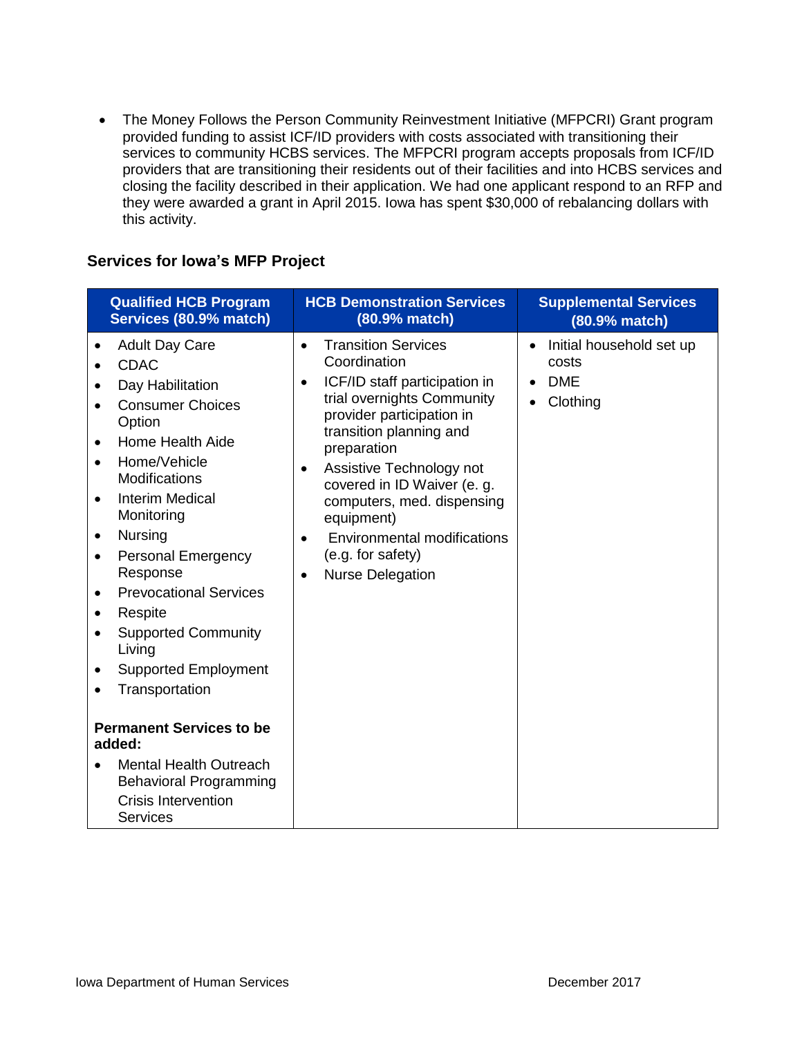- The Money Follows the Person Community Reinvestment Initiative (MFPCRI) Grant program provided funding to assist ICF/ID providers with costs associated with transitioning their services to community HCBS services. The MFPCRI program accepts proposals from ICF/ID providers that are transitioning their residents out of their facilities and into HCBS services and closing the facility described in their application. We had one applicant respond to an RFP and they were awarded a grant in April 2015. Iowa has spent $30,000 of rebalancing dollars with this activity.

### Services for Iowa's MFP Project

| Qualified HCB Program Services (80.9% match) | HCB Demonstration Services (80.9% match) | Supplemental Services (80.9% match) |
|---|---|---|
| • Adult Day Care<br>• CDAC<br>• Day Habilitation<br>• Consumer Choices Option<br>• Home Health Aide<br>• Home/Vehicle Modifications<br>• Interim Medical Monitoring<br>• Nursing<br>• Personal Emergency Response<br>• Prevocational Services<br>• Respite<br>• Supported Community Living<br>• Supported Employment<br>• Transportation<br><br>**Permanent Services to be added:**<br>• Mental Health Outreach Behavioral Programming Crisis Intervention Services | • Transition Services Coordination<br>• ICF/ID staff participation in trial overnights Community provider participation in transition planning and preparation<br>• Assistive Technology not covered in ID Waiver (e. g. computers, med. dispensing equipment)<br>• Environmental modifications (e.g. for safety)<br>• Nurse Delegation | • Initial household set up costs<br>• DME<br>• Clothing |